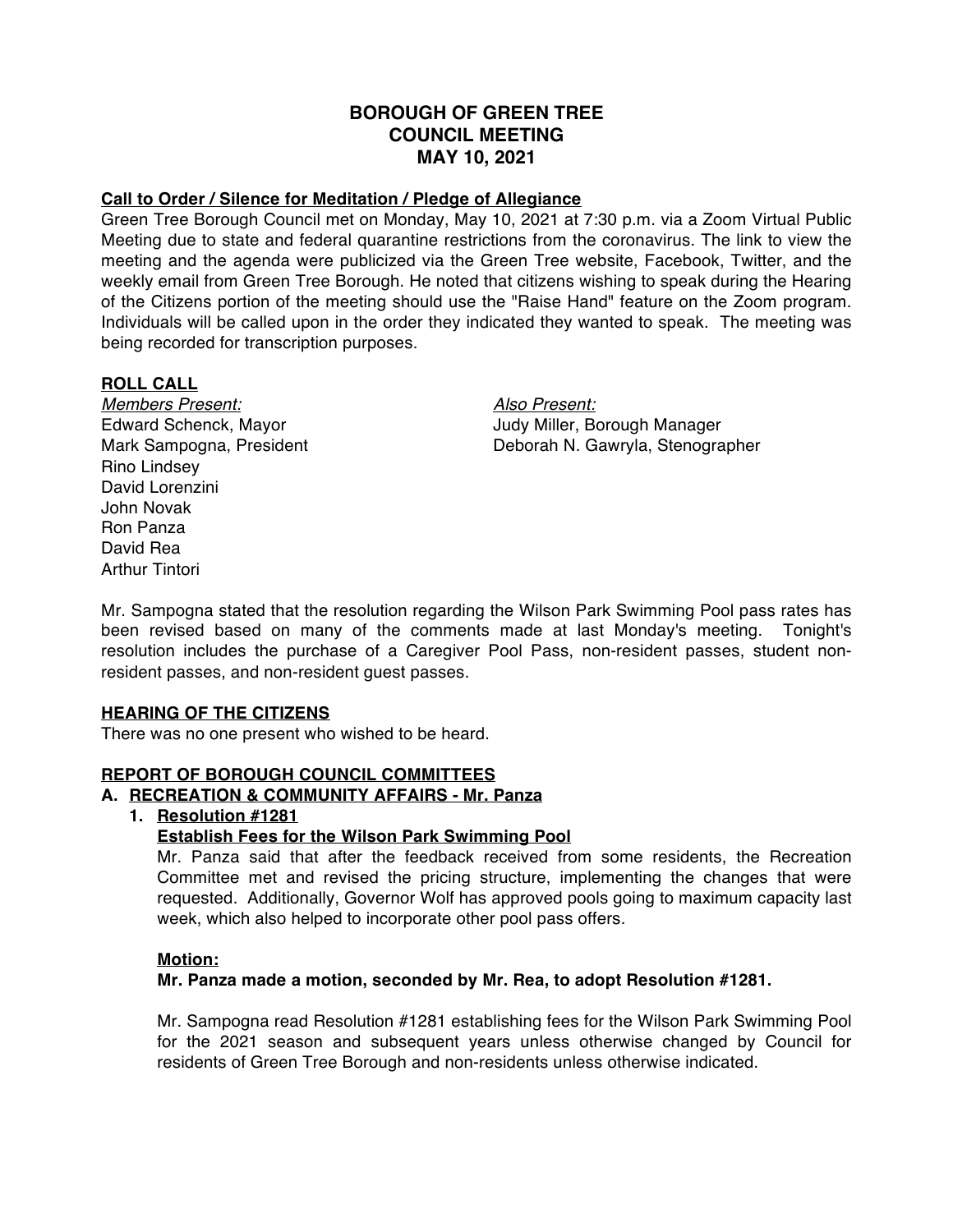# BOROUGH OF GREEN TREE
# COUNCIL MEETING
# MAY 10, 2021

## Call to Order / Silence for Meditation / Pledge of Allegiance

Green Tree Borough Council met on Monday, May 10, 2021 at 7:30 p.m. via a Zoom Virtual Public Meeting due to state and federal quarantine restrictions from the coronavirus. The link to view the meeting and the agenda were publicized via the Green Tree website, Facebook, Twitter, and the weekly email from Green Tree Borough. He noted that citizens wishing to speak during the Hearing of the Citizens portion of the meeting should use the "Raise Hand" feature on the Zoom program. Individuals will be called upon in the order they indicated they wanted to speak. The meeting was being recorded for transcription purposes.

## ROLL CALL

*Members Present:*
Edward Schenck, Mayor
Mark Sampogna, President
Rino Lindsey
David Lorenzini
John Novak
Ron Panza
David Rea
Arthur Tintori

*Also Present:*
Judy Miller, Borough Manager
Deborah N. Gawryla, Stenographer

Mr. Sampogna stated that the resolution regarding the Wilson Park Swimming Pool pass rates has been revised based on many of the comments made at last Monday's meeting. Tonight's resolution includes the purchase of a Caregiver Pool Pass, non-resident passes, student non-resident passes, and non-resident guest passes.

## HEARING OF THE CITIZENS

There was no one present who wished to be heard.

## REPORT OF BOROUGH COUNCIL COMMITTEES

### A. RECREATION & COMMUNITY AFFAIRS - Mr. Panza

#### 1. Resolution #1281
**Establish Fees for the Wilson Park Swimming Pool**

Mr. Panza said that after the feedback received from some residents, the Recreation Committee met and revised the pricing structure, implementing the changes that were requested. Additionally, Governor Wolf has approved pools going to maximum capacity last week, which also helped to incorporate other pool pass offers.

**Motion:**
**Mr. Panza made a motion, seconded by Mr. Rea, to adopt Resolution #1281.**

Mr. Sampogna read Resolution #1281 establishing fees for the Wilson Park Swimming Pool for the 2021 season and subsequent years unless otherwise changed by Council for residents of Green Tree Borough and non-residents unless otherwise indicated.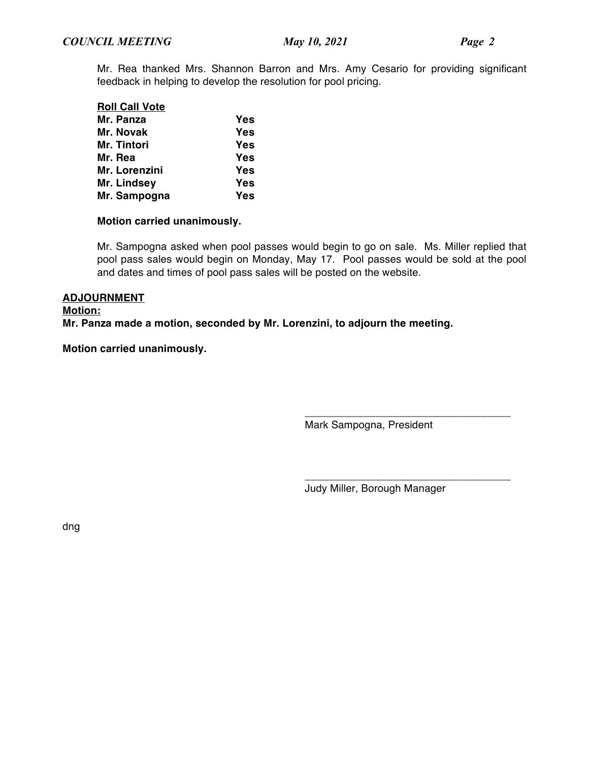Mr. Rea thanked Mrs. Shannon Barron and Mrs. Amy Cesario for providing significant feedback in helping to develop the resolution for pool pricing.

**Roll Call Vote**

| | |
|---|---|
| **Mr. Panza** | **Yes** |
| **Mr. Novak** | **Yes** |
| **Mr. Tintori** | **Yes** |
| **Mr. Rea** | **Yes** |
| **Mr. Lorenzini** | **Yes** |
| **Mr. Lindsey** | **Yes** |
| **Mr. Sampogna** | **Yes** |

**Motion carried unanimously.**

Mr. Sampogna asked when pool passes would begin to go on sale. Ms. Miller replied that pool pass sales would begin on Monday, May 17. Pool passes would be sold at the pool and dates and times of pool pass sales will be posted on the website.

**ADJOURNMENT**

**Motion:**

**Mr. Panza made a motion, seconded by Mr. Lorenzini, to adjourn the meeting.**

**Motion carried unanimously.**

___________________________________
Mark Sampogna, President

___________________________________
Judy Miller, Borough Manager

dng